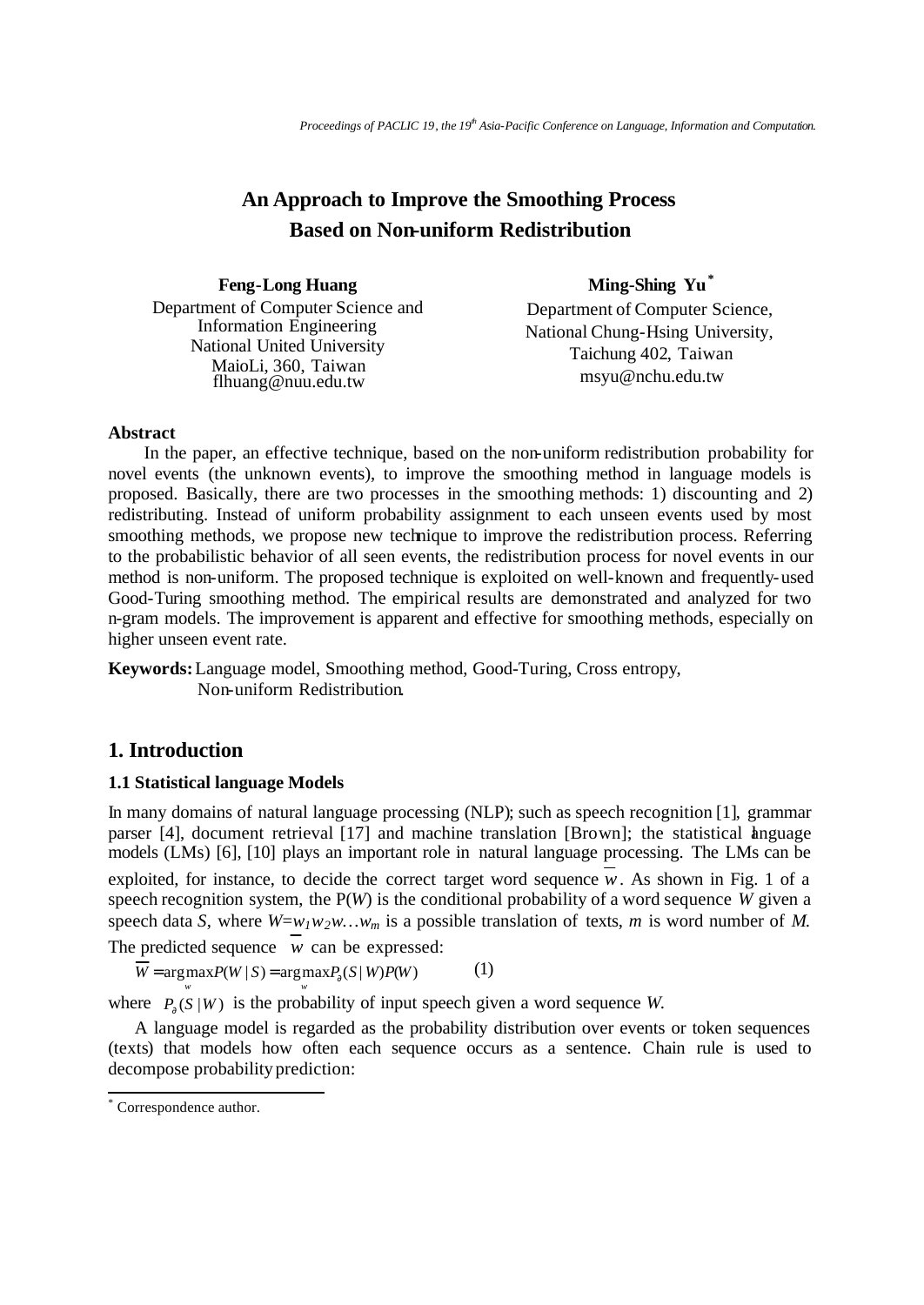# An Approach to Improve the Smoothing Process Based on Non-uniform Redistribution

**Feng-Long Huang**
Department of Computer Science and Information Engineering
National United University
MaioLi, 360, Taiwan
flhuang@nuu.edu.tw

**Ming-Shing Yu** [*]
Department of Computer Science,
National Chung-Hsing University,
Taichung 402, Taiwan
msyu@nchu.edu.tw

### Abstract

In the paper, an effective technique, based on the non-uniform redistribution probability for novel events (the unknown events), to improve the smoothing method in language models is proposed. Basically, there are two processes in the smoothing methods: 1) discounting and 2) redistributing. Instead of uniform probability assignment to each unseen events used by most smoothing methods, we propose new technique to improve the redistribution process. Referring to the probabilistic behavior of all seen events, the redistribution process for novel events in our method is non-uniform. The proposed technique is exploited on well-known and frequently-used Good-Turing smoothing method. The empirical results are demonstrated and analyzed for two n-gram models. The improvement is apparent and effective for smoothing methods, especially on higher unseen event rate.

**Keywords:** Language model, Smoothing method, Good-Turing, Cross entropy, Non-uniform Redistribution.

## 1. Introduction

### 1.1 Statistical language Models

In many domains of natural language processing (NLP); such as speech recognition [1], grammar parser [4], document retrieval [17] and machine translation [Brown]; the statistical language models (LMs) [6], [10] plays an important role in natural language processing. The LMs can be exploited, for instance, to decide the correct target word sequence $\overline{w}$. As shown in Fig. 1 of a speech recognition system, the P(*W*) is the conditional probability of a word sequence *W* given a speech data *S*, where $W=w_1w_2w\ldots w_m$ is a possible translation of texts, *m* is word number of *M*. The predicted sequence $\overline{w}$ can be expressed:

$$\overline{W} = \arg\max_{w} P(W \mid S) = \arg\max_{w} P_{\partial}(S \mid W)P(W) \qquad (1)$$

where $P_{\partial}(S \mid W)$ is the probability of input speech given a word sequence *W*.

A language model is regarded as the probability distribution over events or token sequences (texts) that models how often each sequence occurs as a sentence. Chain rule is used to decompose probability prediction:

[*] Correspondence author.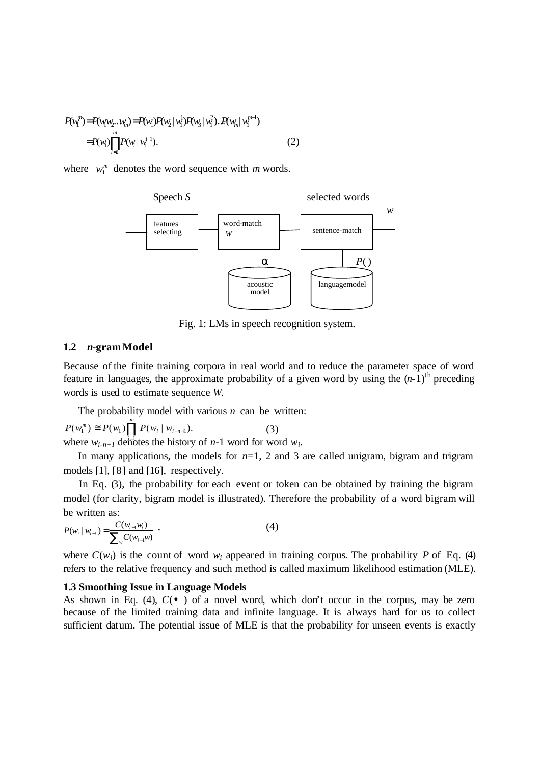$$P(w_1^m) = P(w_1 w_2 \ldots w_m) = P(w_1)P(w_2 \mid w_1^1)P(w_3 \mid w_1^2) \ldots P(w_m \mid w_1^{m-1})$$
$$= P(w_1)\prod_{i=2}^{m} P(w_i \mid w_1^{i-1}). \qquad (2)$$

where $w_1^m$ denotes the word sequence with $m$ words.

Speech $S$ → features selecting → word-match $W$ (acoustic model, $\alpha$) → sentence-match (languagemodel, $P()$) → selected words $\overline{w}$

Fig. 1: LMs in speech recognition system.

### 1.2 *n*-gram Model

Because of the finite training corpora in real world and to reduce the parameter space of word feature in languages, the approximate probability of a given word by using the $(n-1)^{\text{th}}$ preceding words is used to estimate sequence $W$.

The probability model with various $n$ can be written:

$$P(w_1^m) \cong P(w_1)\prod_{i=1}^{m} P(w_i \mid w_{i-n+1}). \qquad (3)$$

where $w_{i-n+1}$ denotes the history of $n$-1 word for word $w_i$.

In many applications, the models for $n$=1, 2 and 3 are called unigram, bigram and trigram models [1], [8] and [16], respectively.

In Eq. (3), the probability for each event or token can be obtained by training the bigram model (for clarity, bigram model is illustrated). Therefore the probability of a word bigram will be written as:

$$P(w_i \mid w_{i-1}) = \frac{C(w_{i-1}w_i)}{\sum_w C(w_{i-1}w)} , \qquad (4)$$

where $C(w_i)$ is the count of word $w_i$ appeared in training corpus. The probability $P$ of Eq. (4) refers to the relative frequency and such method is called maximum likelihood estimation (MLE).

### 1.3 Smoothing Issue in Language Models

As shown in Eq. (4), $C(\bullet)$ of a novel word, which don't occur in the corpus, may be zero because of the limited training data and infinite language. It is always hard for us to collect sufficient datum. The potential issue of MLE is that the probability for unseen events is exactly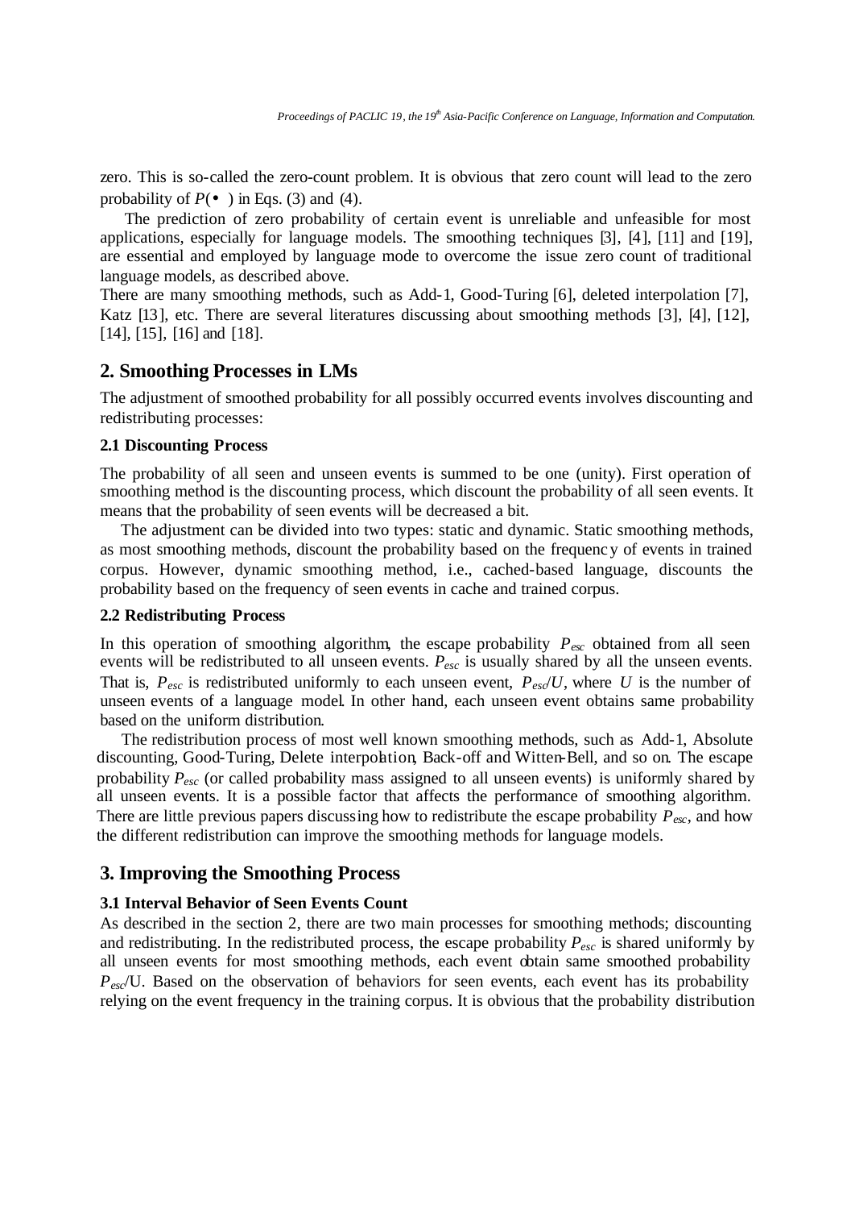zero. This is so-called the zero-count problem. It is obvious that zero count will lead to the zero probability of $P(\bullet)$ in Eqs. (3) and (4).

The prediction of zero probability of certain event is unreliable and unfeasible for most applications, especially for language models. The smoothing techniques [3], [4], [11] and [19], are essential and employed by language mode to overcome the issue zero count of traditional language models, as described above.

There are many smoothing methods, such as Add-1, Good-Turing [6], deleted interpolation [7], Katz [13], etc. There are several literatures discussing about smoothing methods [3], [4], [12], [14], [15], [16] and [18].

## 2. Smoothing Processes in LMs

The adjustment of smoothed probability for all possibly occurred events involves discounting and redistributing processes:

### 2.1 Discounting Process

The probability of all seen and unseen events is summed to be one (unity). First operation of smoothing method is the discounting process, which discount the probability of all seen events. It means that the probability of seen events will be decreased a bit.

The adjustment can be divided into two types: static and dynamic. Static smoothing methods, as most smoothing methods, discount the probability based on the frequency of events in trained corpus. However, dynamic smoothing method, i.e., cached-based language, discounts the probability based on the frequency of seen events in cache and trained corpus.

### 2.2 Redistributing Process

In this operation of smoothing algorithm, the escape probability $P_{esc}$ obtained from all seen events will be redistributed to all unseen events. $P_{esc}$ is usually shared by all the unseen events. That is, $P_{esc}$ is redistributed uniformly to each unseen event, $P_{esc}/U$, where $U$ is the number of unseen events of a language model. In other hand, each unseen event obtains same probability based on the uniform distribution.

The redistribution process of most well known smoothing methods, such as Add-1, Absolute discounting, Good-Turing, Delete interpolation, Back-off and Witten-Bell, and so on. The escape probability $P_{esc}$ (or called probability mass assigned to all unseen events) is uniformly shared by all unseen events. It is a possible factor that affects the performance of smoothing algorithm. There are little previous papers discussing how to redistribute the escape probability $P_{esc}$, and how the different redistribution can improve the smoothing methods for language models.

## 3. Improving the Smoothing Process

### 3.1 Interval Behavior of Seen Events Count

As described in the section 2, there are two main processes for smoothing methods; discounting and redistributing. In the redistributed process, the escape probability $P_{esc}$ is shared uniformly by all unseen events for most smoothing methods, each event obtain same smoothed probability $P_{esc}/U$. Based on the observation of behaviors for seen events, each event has its probability relying on the event frequency in the training corpus. It is obvious that the probability distribution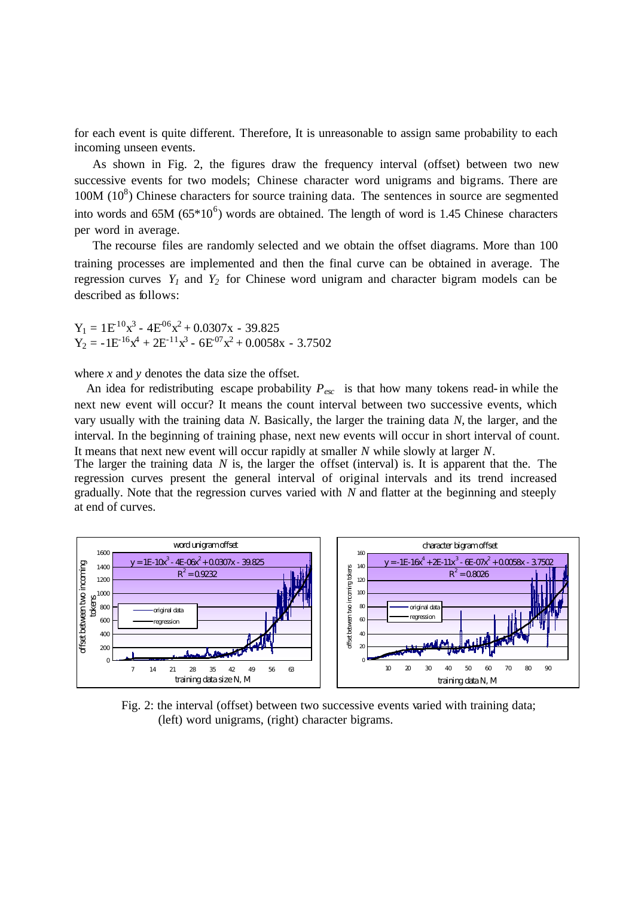for each event is quite different. Therefore, It is unreasonable to assign same probability to each incoming unseen events.

As shown in Fig. 2, the figures draw the frequency interval (offset) between two new successive events for two models; Chinese character word unigrams and bigrams. There are 100M ($10^8$) Chinese characters for source training data. The sentences in source are segmented into words and 65M ($65*10^6$) words are obtained. The length of word is 1.45 Chinese characters per word in average.

The recourse files are randomly selected and we obtain the offset diagrams. More than 100 training processes are implemented and then the final curve can be obtained in average. The regression curves $Y_1$ and $Y_2$ for Chinese word unigram and character bigram models can be described as follows:

$$Y_1 = 1E^{-10}x^3 - 4E^{-06}x^2 + 0.0307x - 39.825$$
$$Y_2 = -1E^{-16}x^4 + 2E^{-11}x^3 - 6E^{-07}x^2 + 0.0058x - 3.7502$$

where *x* and *y* denotes the data size the offset.

An idea for redistributing escape probability $P_{esc}$ is that how many tokens read-in while the next new event will occur? It means the count interval between two successive events, which vary usually with the training data *N*. Basically, the larger the training data *N*, the larger, and the interval. In the beginning of training phase, next new events will occur in short interval of count. It means that next new event will occur rapidly at smaller *N* while slowly at larger *N*.
The larger the training data *N* is, the larger the offset (interval) is. It is apparent that the. The regression curves present the general interval of original intervals and its trend increased gradually. Note that the regression curves varied with *N* and flatter at the beginning and steeply at end of curves.

Fig. 2: the interval (offset) between two successive events varied with training data; (left) word unigrams, (right) character bigrams.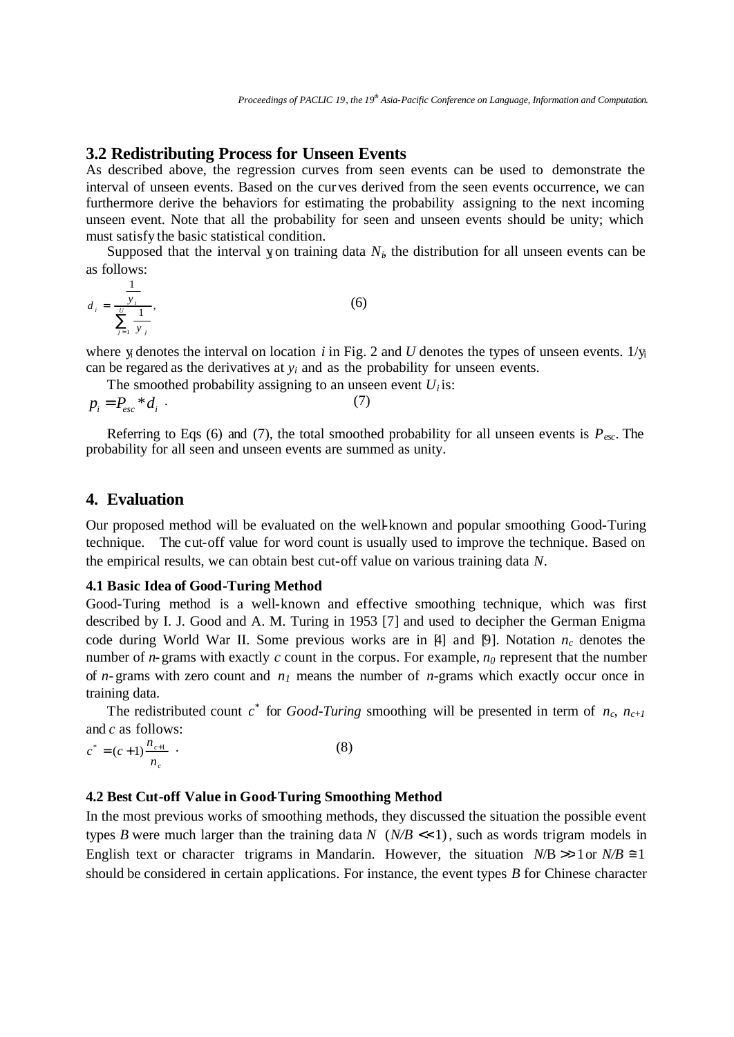### 3.2 Redistributing Process for Unseen Events

As described above, the regression curves from seen events can be used to demonstrate the interval of unseen events. Based on the curves derived from the seen events occurrence, we can furthermore derive the behaviors for estimating the probability assigning to the next incoming unseen event. Note that all the probability for seen and unseen events should be unity; which must satisfy the basic statistical condition.

Supposed that the interval $y_i$ on training data $N_i$, the distribution for all unseen events can be as follows:

$$d_i = \frac{\frac{1}{y_i}}{\sum_{j=1}^{U} \frac{1}{y_j}}, \tag{6}$$

where $y_i$ denotes the interval on location $i$ in Fig. 2 and $U$ denotes the types of unseen events. $1/y_i$ can be regared as the derivatives at $y_i$ and as the probability for unseen events.

The smoothed probability assigning to an unseen event $U_i$ is:

$$p_i = P_{esc} * d_i \;. \tag{7}$$

Referring to Eqs (6) and (7), the total smoothed probability for all unseen events is $P_{esc}$. The probability for all seen and unseen events are summed as unity.

## 4. Evaluation

Our proposed method will be evaluated on the well-known and popular smoothing Good-Turing technique. The cut-off value for word count is usually used to improve the technique. Based on the empirical results, we can obtain best cut-off value on various training data $N$.

### 4.1 Basic Idea of Good-Turing Method

Good-Turing method is a well-known and effective smoothing technique, which was first described by I. J. Good and A. M. Turing in 1953 [7] and used to decipher the German Enigma code during World War II. Some previous works are in [4] and [9]. Notation $n_c$ denotes the number of $n$-grams with exactly $c$ count in the corpus. For example, $n_0$ represent that the number of $n$-grams with zero count and $n_1$ means the number of $n$-grams which exactly occur once in training data.

The redistributed count $c^*$ for *Good-Turing* smoothing will be presented in term of $n_c$, $n_{c+1}$ and $c$ as follows:

$$c^* = (c+1)\frac{n_{c+1}}{n_c} \;. \tag{8}$$

### 4.2 Best Cut-off Value in Good-Turing Smoothing Method

In the most previous works of smoothing methods, they discussed the situation the possible event types $B$ were much larger than the training data $N$ $(N/B << 1)$, such as words trigram models in English text or character trigrams in Mandarin. However, the situation $N/B >> 1$ or $N/B \cong 1$ should be considered in certain applications. For instance, the event types $B$ for Chinese character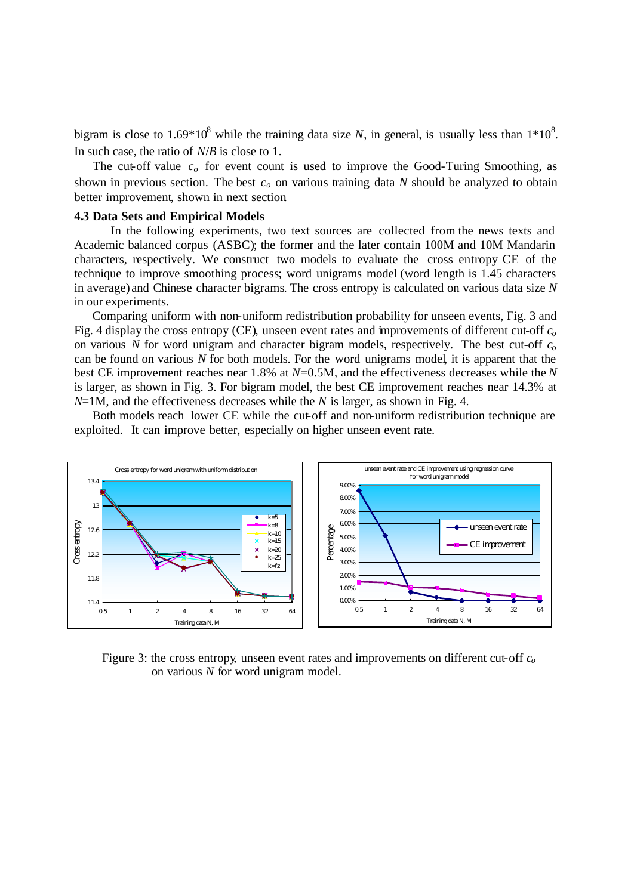bigram is close to $1.69*10^8$ while the training data size $N$, in general, is usually less than $1*10^8$. In such case, the ratio of $N/B$ is close to 1.

The cut-off value $c_o$ for event count is used to improve the Good-Turing Smoothing, as shown in previous section. The best $c_o$ on various training data $N$ should be analyzed to obtain better improvement, shown in next section

### 4.3 Data Sets and Empirical Models

In the following experiments, two text sources are collected from the news texts and Academic balanced corpus (ASBC); the former and the later contain 100M and 10M Mandarin characters, respectively. We construct two models to evaluate the cross entropy CE of the technique to improve smoothing process; word unigrams model (word length is 1.45 characters in average) and Chinese character bigrams. The cross entropy is calculated on various data size $N$ in our experiments.

Comparing uniform with non-uniform redistribution probability for unseen events, Fig. 3 and Fig. 4 display the cross entropy (CE), unseen event rates and improvements of different cut-off $c_o$ on various $N$ for word unigram and character bigram models, respectively. The best cut-off $c_o$ can be found on various $N$ for both models. For the word unigrams model, it is apparent that the best CE improvement reaches near 1.8% at $N$=0.5M, and the effectiveness decreases while the $N$ is larger, as shown in Fig. 3. For bigram model, the best CE improvement reaches near 14.3% at $N$=1M, and the effectiveness decreases while the $N$ is larger, as shown in Fig. 4.

Both models reach lower CE while the cut-off and non-uniform redistribution technique are exploited. It can improve better, especially on higher unseen event rate.

Figure 3: the cross entropy, unseen event rates and improvements on different cut-off $c_o$ on various $N$ for word unigram model.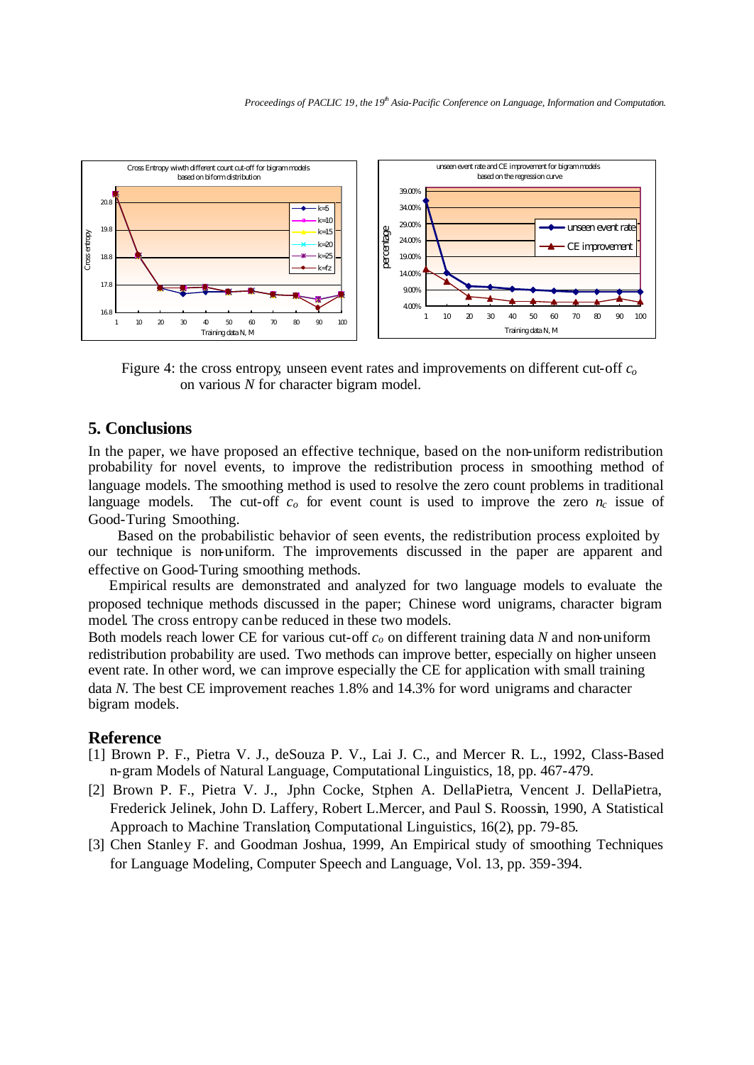Figure 4: the cross entropy, unseen event rates and improvements on different cut-off $c_o$ on various $N$ for character bigram model.

## 5. Conclusions

In the paper, we have proposed an effective technique, based on the non-uniform redistribution probability for novel events, to improve the redistribution process in smoothing method of language models. The smoothing method is used to resolve the zero count problems in traditional language models. The cut-off $c_o$ for event count is used to improve the zero $n_c$ issue of Good-Turing Smoothing.

Based on the probabilistic behavior of seen events, the redistribution process exploited by our technique is non-uniform. The improvements discussed in the paper are apparent and effective on Good-Turing smoothing methods.

Empirical results are demonstrated and analyzed for two language models to evaluate the proposed technique methods discussed in the paper; Chinese word unigrams, character bigram model. The cross entropy can be reduced in these two models.

Both models reach lower CE for various cut-off $c_o$ on different training data $N$ and non-uniform redistribution probability are used. Two methods can improve better, especially on higher unseen event rate. In other word, we can improve especially the CE for application with small training data $N$. The best CE improvement reaches 1.8% and 14.3% for word unigrams and character bigram models.

## Reference

[1] Brown P. F., Pietra V. J., deSouza P. V., Lai J. C., and Mercer R. L., 1992, Class-Based n-gram Models of Natural Language, Computational Linguistics, 18, pp. 467-479.

[2] Brown P. F., Pietra V. J., Jphn Cocke, Stphen A. DellaPietra, Vencent J. DellaPietra, Frederick Jelinek, John D. Laffery, Robert L.Mercer, and Paul S. Roossin, 1990, A Statistical Approach to Machine Translation, Computational Linguistics, 16(2), pp. 79-85.

[3] Chen Stanley F. and Goodman Joshua, 1999, An Empirical study of smoothing Techniques for Language Modeling, Computer Speech and Language, Vol. 13, pp. 359-394.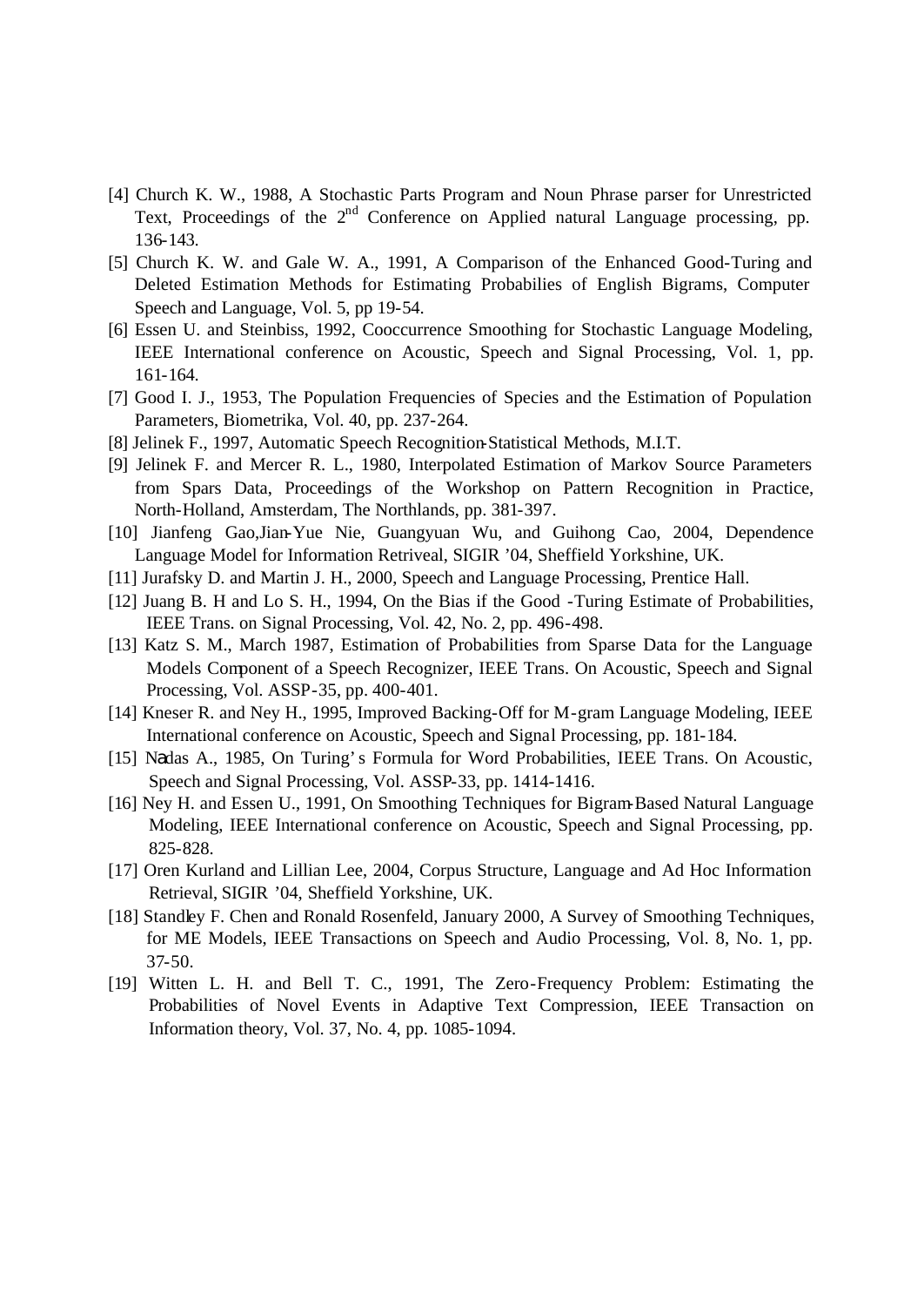[4] Church K. W., 1988, A Stochastic Parts Program and Noun Phrase parser for Unrestricted Text, Proceedings of the 2nd Conference on Applied natural Language processing, pp. 136-143.

[5] Church K. W. and Gale W. A., 1991, A Comparison of the Enhanced Good-Turing and Deleted Estimation Methods for Estimating Probabilies of English Bigrams, Computer Speech and Language, Vol. 5, pp 19-54.

[6] Essen U. and Steinbiss, 1992, Cooccurrence Smoothing for Stochastic Language Modeling, IEEE International conference on Acoustic, Speech and Signal Processing, Vol. 1, pp. 161-164.

[7] Good I. J., 1953, The Population Frequencies of Species and the Estimation of Population Parameters, Biometrika, Vol. 40, pp. 237-264.

[8] Jelinek F., 1997, Automatic Speech Recognition-Statistical Methods, M.I.T.

[9] Jelinek F. and Mercer R. L., 1980, Interpolated Estimation of Markov Source Parameters from Spars Data, Proceedings of the Workshop on Pattern Recognition in Practice, North-Holland, Amsterdam, The Northlands, pp. 381-397.

[10] Jianfeng Gao,Jian-Yue Nie, Guangyuan Wu, and Guihong Cao, 2004, Dependence Language Model for Information Retriveal, SIGIR '04, Sheffield Yorkshine, UK.

[11] Jurafsky D. and Martin J. H., 2000, Speech and Language Processing, Prentice Hall.

[12] Juang B. H and Lo S. H., 1994, On the Bias if the Good -Turing Estimate of Probabilities, IEEE Trans. on Signal Processing, Vol. 42, No. 2, pp. 496-498.

[13] Katz S. M., March 1987, Estimation of Probabilities from Sparse Data for the Language Models Component of a Speech Recognizer, IEEE Trans. On Acoustic, Speech and Signal Processing, Vol. ASSP-35, pp. 400-401.

[14] Kneser R. and Ney H., 1995, Improved Backing-Off for M-gram Language Modeling, IEEE International conference on Acoustic, Speech and Signal Processing, pp. 181-184.

[15] Nadas A., 1985, On Turing's Formula for Word Probabilities, IEEE Trans. On Acoustic, Speech and Signal Processing, Vol. ASSP-33, pp. 1414-1416.

[16] Ney H. and Essen U., 1991, On Smoothing Techniques for Bigram-Based Natural Language Modeling, IEEE International conference on Acoustic, Speech and Signal Processing, pp. 825-828.

[17] Oren Kurland and Lillian Lee, 2004, Corpus Structure, Language and Ad Hoc Information Retrieval, SIGIR '04, Sheffield Yorkshine, UK.

[18] Standley F. Chen and Ronald Rosenfeld, January 2000, A Survey of Smoothing Techniques, for ME Models, IEEE Transactions on Speech and Audio Processing, Vol. 8, No. 1, pp. 37-50.

[19] Witten L. H. and Bell T. C., 1991, The Zero-Frequency Problem: Estimating the Probabilities of Novel Events in Adaptive Text Compression, IEEE Transaction on Information theory, Vol. 37, No. 4, pp. 1085-1094.